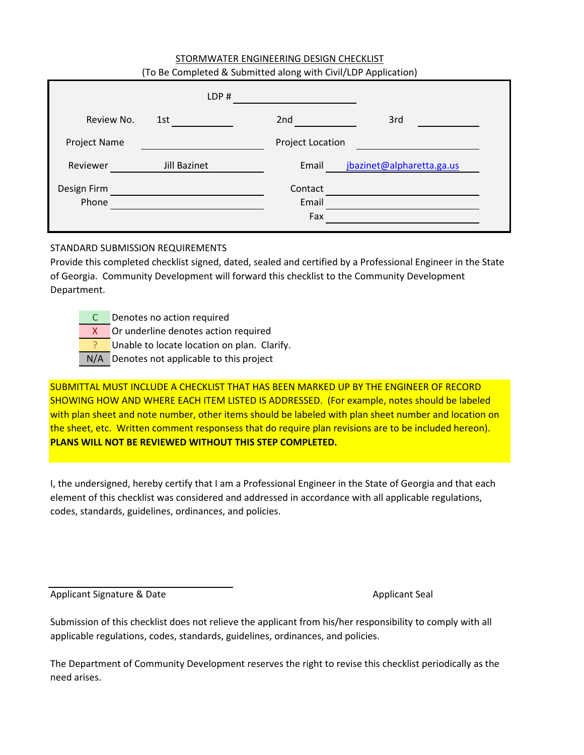# STORMWATER ENGINEERING DESIGN CHECKLIST

(To Be Completed & Submitted along with Civil/LDP Application)

| | | | | | |
|---|---|---|---|---|---|
| | | LDP # | | | |
| Review No. | 1st | | 2nd | 3rd | |
| Project Name | | | Project Location | | |
| Reviewer | Jill Bazinet | | Email | jbazinet@alpharetta.ga.us | |
| Design Firm | | | Contact | | |
| Phone | | | Email | | |
| | | | Fax | | |

STANDARD SUBMISSION REQUIREMENTS

Provide this completed checklist signed, dated, sealed and certified by a Professional Engineer in the State of Georgia. Community Development will forward this checklist to the Community Development Department.

| | |
|---|---|
| C | Denotes no action required |
| X | Or underline denotes action required |
| ? | Unable to locate location on plan. Clarify. |
| N/A | Denotes not applicable to this project |

SUBMITTAL MUST INCLUDE A CHECKLIST THAT HAS BEEN MARKED UP BY THE ENGINEER OF RECORD SHOWING HOW AND WHERE EACH ITEM LISTED IS ADDRESSED. (For example, notes should be labeled with plan sheet and note number, other items should be labeled with plan sheet number and location on the sheet, etc. Written comment responsess that do require plan revisions are to be included hereon). **PLANS WILL NOT BE REVIEWED WITHOUT THIS STEP COMPLETED.**

I, the undersigned, hereby certify that I am a Professional Engineer in the State of Georgia and that each element of this checklist was considered and addressed in accordance with all applicable regulations, codes, standards, guidelines, ordinances, and policies.

Applicant Signature & Date

Applicant Seal

Submission of this checklist does not relieve the applicant from his/her responsibility to comply with all applicable regulations, codes, standards, guidelines, ordinances, and policies.

The Department of Community Development reserves the right to revise this checklist periodically as the need arises.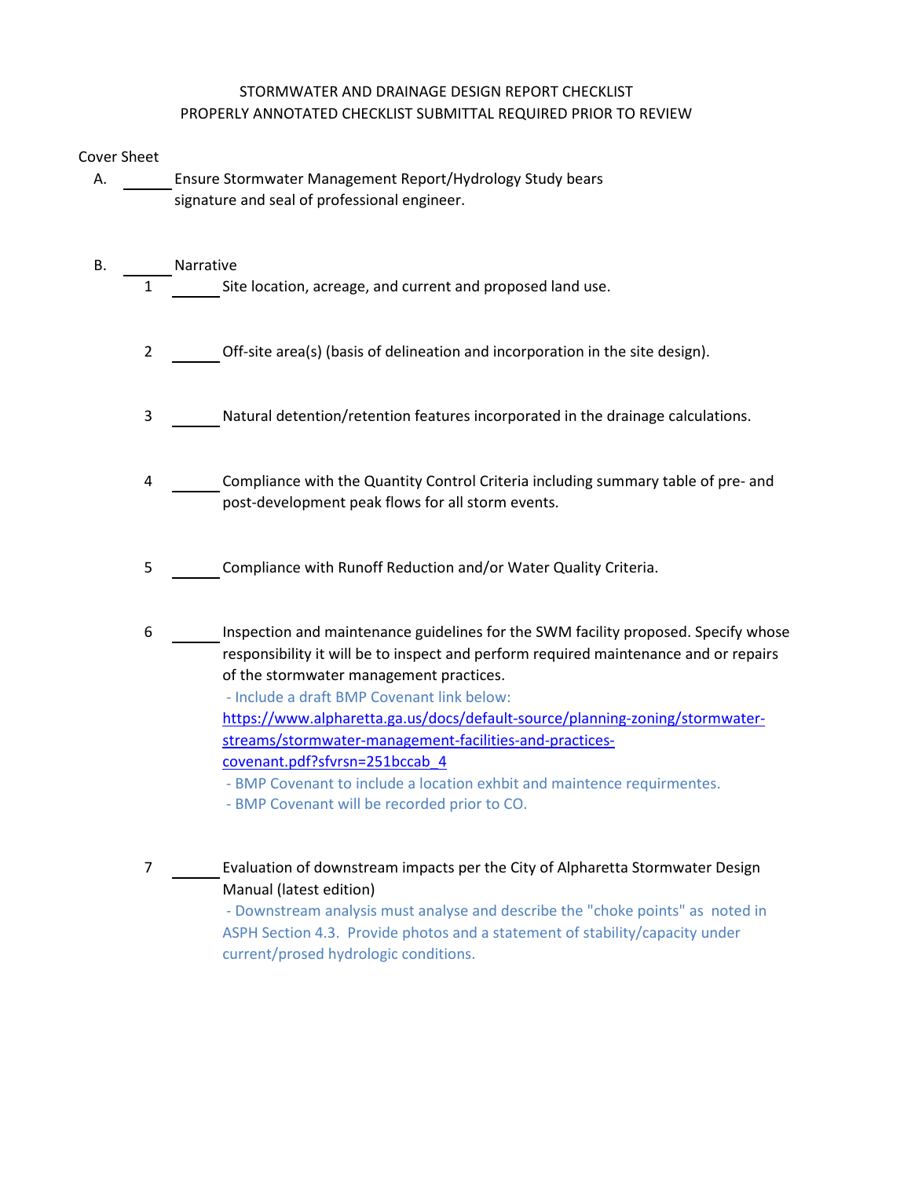STORMWATER AND DRAINAGE DESIGN REPORT CHECKLIST
PROPERLY ANNOTATED CHECKLIST SUBMITTAL REQUIRED PRIOR TO REVIEW

Cover Sheet

A. ______ Ensure Stormwater Management Report/Hydrology Study bears signature and seal of professional engineer.

B. ______ Narrative

1. ______ Site location, acreage, and current and proposed land use.

2. ______ Off-site area(s) (basis of delineation and incorporation in the site design).

3. ______ Natural detention/retention features incorporated in the drainage calculations.

4. ______ Compliance with the Quantity Control Criteria including summary table of pre- and post-development peak flows for all storm events.

5. ______ Compliance with Runoff Reduction and/or Water Quality Criteria.

6. ______ Inspection and maintenance guidelines for the SWM facility proposed. Specify whose responsibility it will be to inspect and perform required maintenance and or repairs of the stormwater management practices.
   - Include a draft BMP Covenant link below:
   https://www.alpharetta.ga.us/docs/default-source/planning-zoning/stormwater-streams/stormwater-management-facilities-and-practices-covenant.pdf?sfvrsn=251bccab_4
   - BMP Covenant to include a location exhbit and maintence requirmentes.
   - BMP Covenant will be recorded prior to CO.

7. ______ Evaluation of downstream impacts per the City of Alpharetta Stormwater Design Manual (latest edition)
   - Downstream analysis must analyse and describe the "choke points" as noted in ASPH Section 4.3. Provide photos and a statement of stability/capacity under current/prosed hydrologic conditions.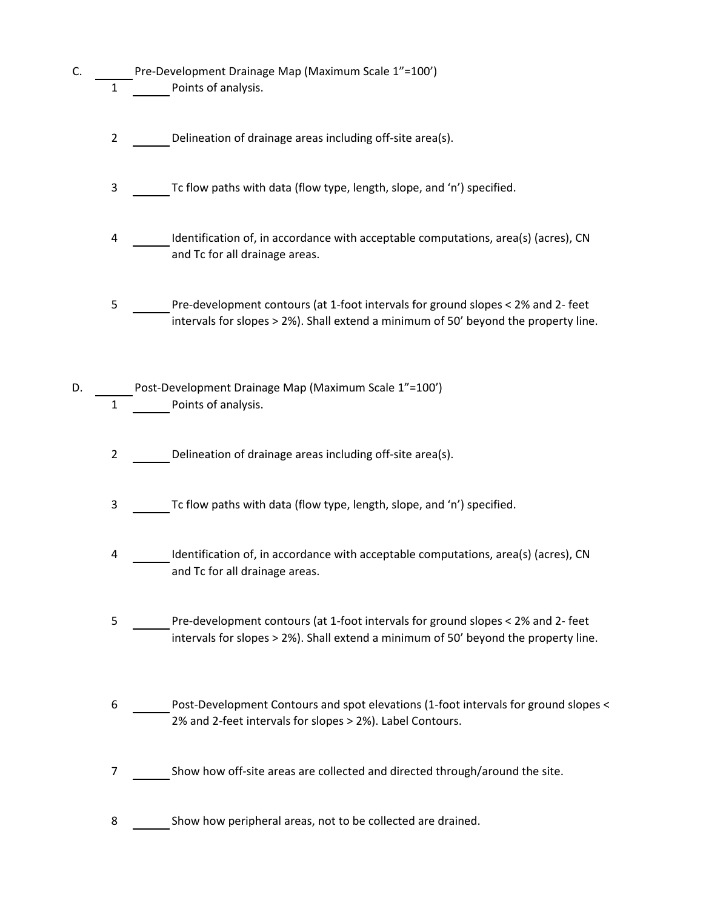C. ______ Pre-Development Drainage Map (Maximum Scale 1"=100')

1. ______ Points of analysis.

2. ______ Delineation of drainage areas including off-site area(s).

3. ______ Tc flow paths with data (flow type, length, slope, and 'n') specified.

4. ______ Identification of, in accordance with acceptable computations, area(s) (acres), CN and Tc for all drainage areas.

5. ______ Pre-development contours (at 1-foot intervals for ground slopes < 2% and 2- feet intervals for slopes > 2%). Shall extend a minimum of 50' beyond the property line.

D. ______ Post-Development Drainage Map (Maximum Scale 1"=100')

1. ______ Points of analysis.

2. ______ Delineation of drainage areas including off-site area(s).

3. ______ Tc flow paths with data (flow type, length, slope, and 'n') specified.

4. ______ Identification of, in accordance with acceptable computations, area(s) (acres), CN and Tc for all drainage areas.

5. ______ Pre-development contours (at 1-foot intervals for ground slopes < 2% and 2- feet intervals for slopes > 2%). Shall extend a minimum of 50' beyond the property line.

6. ______ Post-Development Contours and spot elevations (1-foot intervals for ground slopes < 2% and 2-feet intervals for slopes > 2%). Label Contours.

7. ______ Show how off-site areas are collected and directed through/around the site.

8. ______ Show how peripheral areas, not to be collected are drained.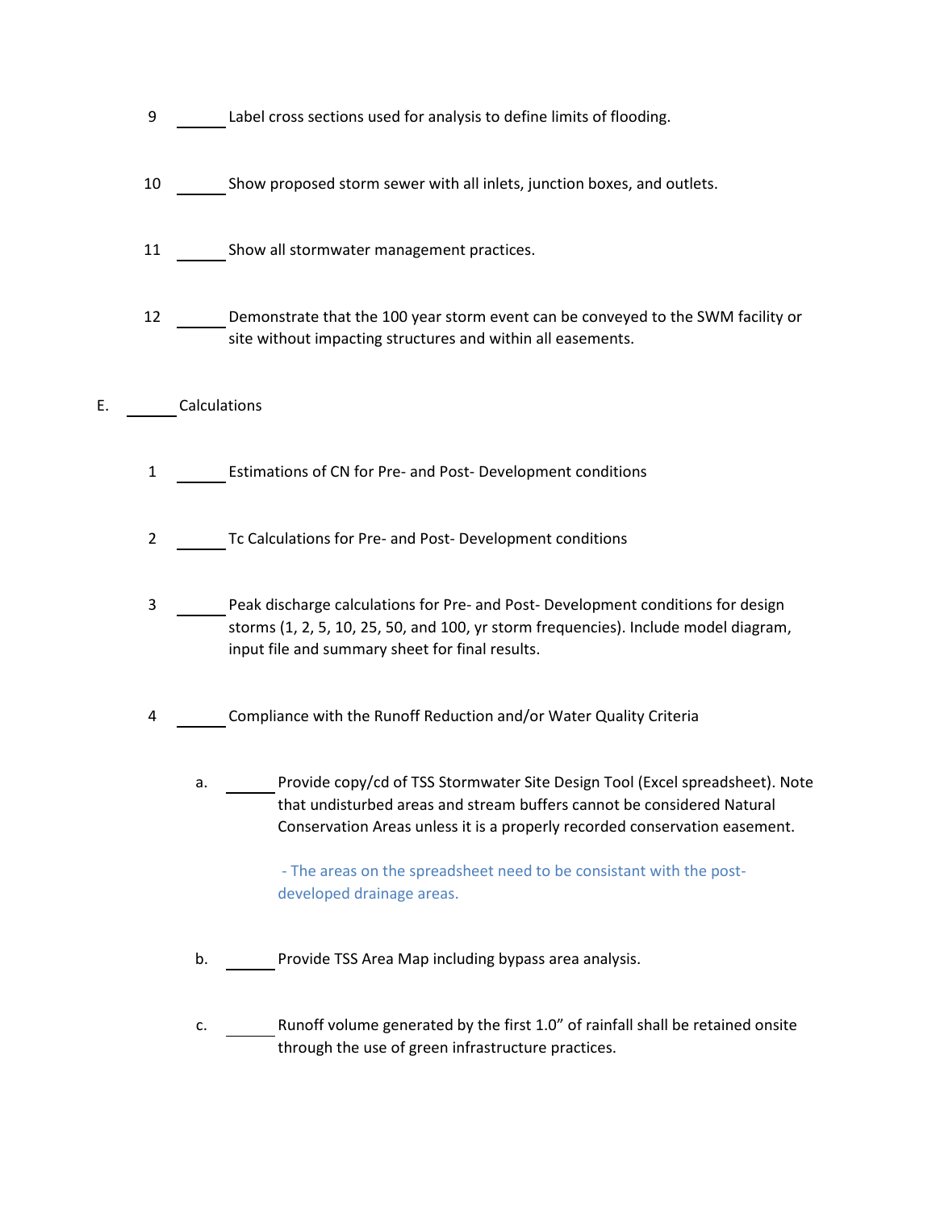9 ______ Label cross sections used for analysis to define limits of flooding.

10 ______ Show proposed storm sewer with all inlets, junction boxes, and outlets.

11 ______ Show all stormwater management practices.

12 ______ Demonstrate that the 100 year storm event can be conveyed to the SWM facility or site without impacting structures and within all easements.

E. ______ Calculations

1 ______ Estimations of CN for Pre- and Post- Development conditions

2 ______ Tc Calculations for Pre- and Post- Development conditions

3 ______ Peak discharge calculations for Pre- and Post- Development conditions for design storms (1, 2, 5, 10, 25, 50, and 100, yr storm frequencies). Include model diagram, input file and summary sheet for final results.

4 ______ Compliance with the Runoff Reduction and/or Water Quality Criteria

a. ______ Provide copy/cd of TSS Stormwater Site Design Tool (Excel spreadsheet). Note that undisturbed areas and stream buffers cannot be considered Natural Conservation Areas unless it is a properly recorded conservation easement.

- The areas on the spreadsheet need to be consistant with the post-developed drainage areas.

b. ______ Provide TSS Area Map including bypass area analysis.

c. ______ Runoff volume generated by the first 1.0" of rainfall shall be retained onsite through the use of green infrastructure practices.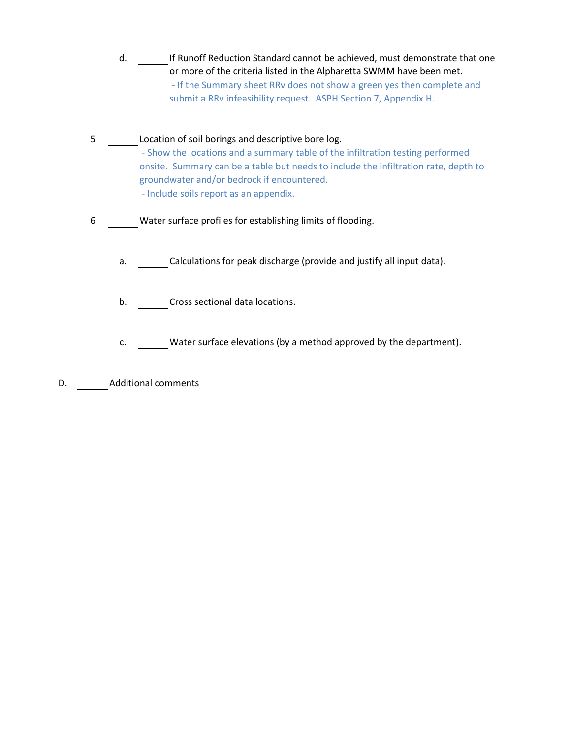d. ______ If Runoff Reduction Standard cannot be achieved, must demonstrate that one or more of the criteria listed in the Alpharetta SWMM have been met.
 - If the Summary sheet RRv does not show a green yes then complete and submit a RRv infeasibility request. ASPH Section 7, Appendix H.

5 ______ Location of soil borings and descriptive bore log.
 - Show the locations and a summary table of the infiltration testing performed onsite. Summary can be a table but needs to include the infiltration rate, depth to groundwater and/or bedrock if encountered.
 - Include soils report as an appendix.

6 ______ Water surface profiles for establishing limits of flooding.

a. ______ Calculations for peak discharge (provide and justify all input data).

b. ______ Cross sectional data locations.

c. ______ Water surface elevations (by a method approved by the department).

D. ______ Additional comments